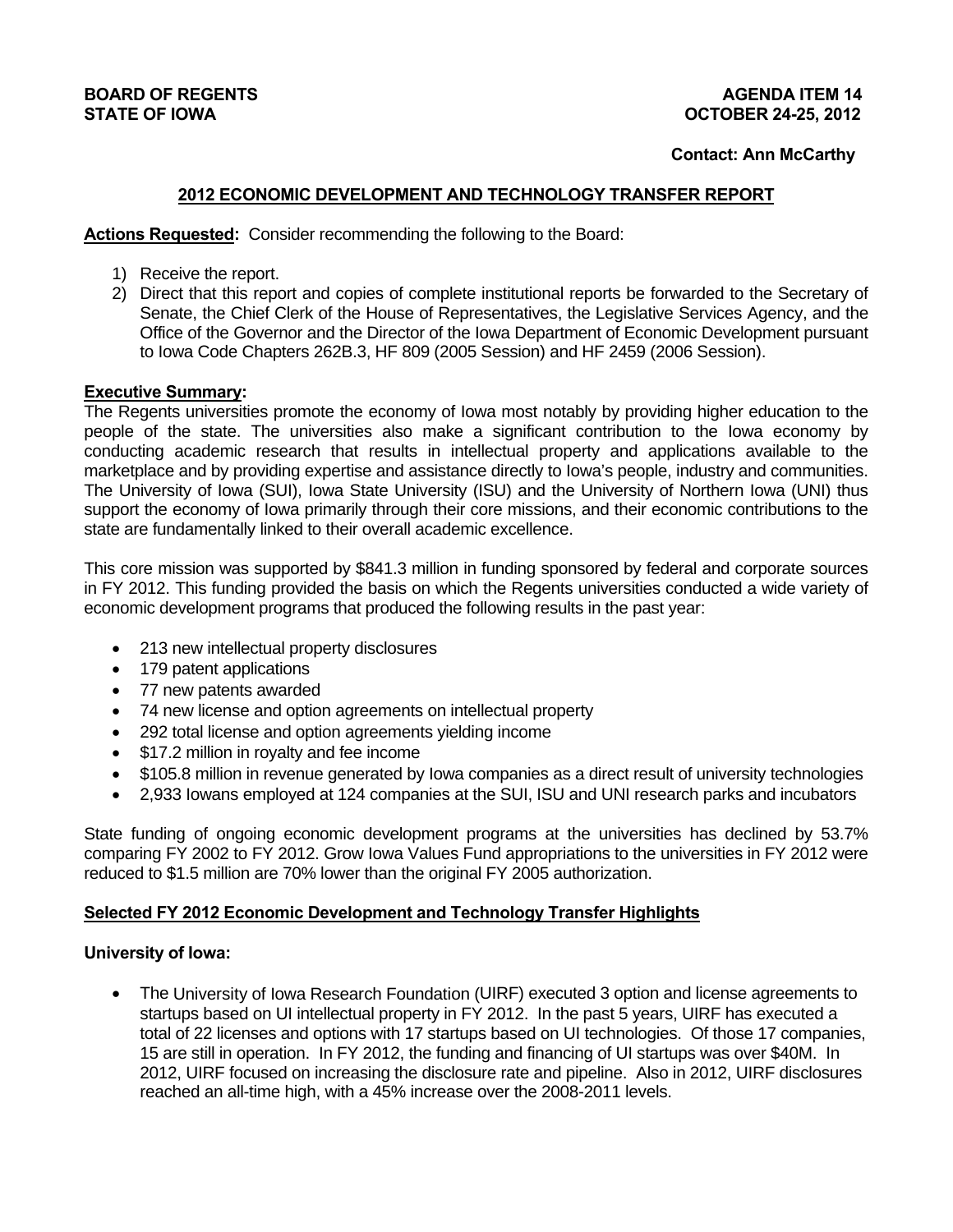**BOARD OF REGENTS**
**STATE OF IOWA**

**AGENDA ITEM 14**
**OCTOBER 24-25, 2012**

**Contact: Ann McCarthy**

## 2012 ECONOMIC DEVELOPMENT AND TECHNOLOGY TRANSFER REPORT

**Actions Requested:** Consider recommending the following to the Board:

1) Receive the report.
2) Direct that this report and copies of complete institutional reports be forwarded to the Secretary of Senate, the Chief Clerk of the House of Representatives, the Legislative Services Agency, and the Office of the Governor and the Director of the Iowa Department of Economic Development pursuant to Iowa Code Chapters 262B.3, HF 809 (2005 Session) and HF 2459 (2006 Session).

**Executive Summary:**

The Regents universities promote the economy of Iowa most notably by providing higher education to the people of the state. The universities also make a significant contribution to the Iowa economy by conducting academic research that results in intellectual property and applications available to the marketplace and by providing expertise and assistance directly to Iowa's people, industry and communities. The University of Iowa (SUI), Iowa State University (ISU) and the University of Northern Iowa (UNI) thus support the economy of Iowa primarily through their core missions, and their economic contributions to the state are fundamentally linked to their overall academic excellence.

This core mission was supported by $841.3 million in funding sponsored by federal and corporate sources in FY 2012. This funding provided the basis on which the Regents universities conducted a wide variety of economic development programs that produced the following results in the past year:

- 213 new intellectual property disclosures
- 179 patent applications
- 77 new patents awarded
- 74 new license and option agreements on intellectual property
- 292 total license and option agreements yielding income
- $17.2 million in royalty and fee income
- $105.8 million in revenue generated by Iowa companies as a direct result of university technologies
- 2,933 Iowans employed at 124 companies at the SUI, ISU and UNI research parks and incubators

State funding of ongoing economic development programs at the universities has declined by 53.7% comparing FY 2002 to FY 2012. Grow Iowa Values Fund appropriations to the universities in FY 2012 were reduced to $1.5 million are 70% lower than the original FY 2005 authorization.

**Selected FY 2012 Economic Development and Technology Transfer Highlights**

**University of Iowa:**

- The University of Iowa Research Foundation (UIRF) executed 3 option and license agreements to startups based on UI intellectual property in FY 2012. In the past 5 years, UIRF has executed a total of 22 licenses and options with 17 startups based on UI technologies. Of those 17 companies, 15 are still in operation. In FY 2012, the funding and financing of UI startups was over $40M. In 2012, UIRF focused on increasing the disclosure rate and pipeline. Also in 2012, UIRF disclosures reached an all-time high, with a 45% increase over the 2008-2011 levels.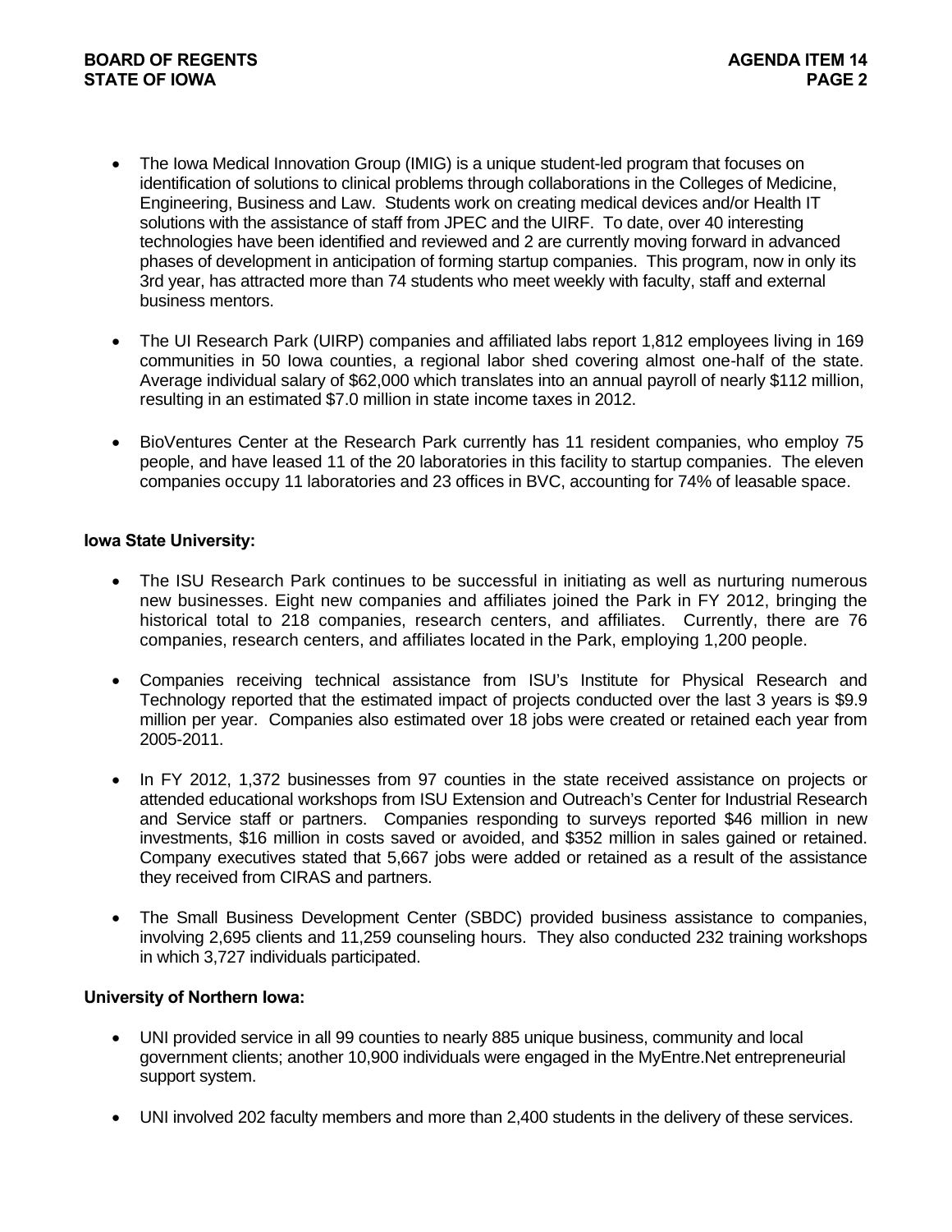- The Iowa Medical Innovation Group (IMIG) is a unique student-led program that focuses on identification of solutions to clinical problems through collaborations in the Colleges of Medicine, Engineering, Business and Law. Students work on creating medical devices and/or Health IT solutions with the assistance of staff from JPEC and the UIRF. To date, over 40 interesting technologies have been identified and reviewed and 2 are currently moving forward in advanced phases of development in anticipation of forming startup companies. This program, now in only its 3rd year, has attracted more than 74 students who meet weekly with faculty, staff and external business mentors.

- The UI Research Park (UIRP) companies and affiliated labs report 1,812 employees living in 169 communities in 50 Iowa counties, a regional labor shed covering almost one-half of the state. Average individual salary of $62,000 which translates into an annual payroll of nearly $112 million, resulting in an estimated $7.0 million in state income taxes in 2012.

- BioVentures Center at the Research Park currently has 11 resident companies, who employ 75 people, and have leased 11 of the 20 laboratories in this facility to startup companies. The eleven companies occupy 11 laboratories and 23 offices in BVC, accounting for 74% of leasable space.

**Iowa State University:**

- The ISU Research Park continues to be successful in initiating as well as nurturing numerous new businesses. Eight new companies and affiliates joined the Park in FY 2012, bringing the historical total to 218 companies, research centers, and affiliates. Currently, there are 76 companies, research centers, and affiliates located in the Park, employing 1,200 people.

- Companies receiving technical assistance from ISU's Institute for Physical Research and Technology reported that the estimated impact of projects conducted over the last 3 years is $9.9 million per year. Companies also estimated over 18 jobs were created or retained each year from 2005-2011.

- In FY 2012, 1,372 businesses from 97 counties in the state received assistance on projects or attended educational workshops from ISU Extension and Outreach's Center for Industrial Research and Service staff or partners. Companies responding to surveys reported $46 million in new investments, $16 million in costs saved or avoided, and $352 million in sales gained or retained. Company executives stated that 5,667 jobs were added or retained as a result of the assistance they received from CIRAS and partners.

- The Small Business Development Center (SBDC) provided business assistance to companies, involving 2,695 clients and 11,259 counseling hours. They also conducted 232 training workshops in which 3,727 individuals participated.

**University of Northern Iowa:**

- UNI provided service in all 99 counties to nearly 885 unique business, community and local government clients; another 10,900 individuals were engaged in the MyEntre.Net entrepreneurial support system.

- UNI involved 202 faculty members and more than 2,400 students in the delivery of these services.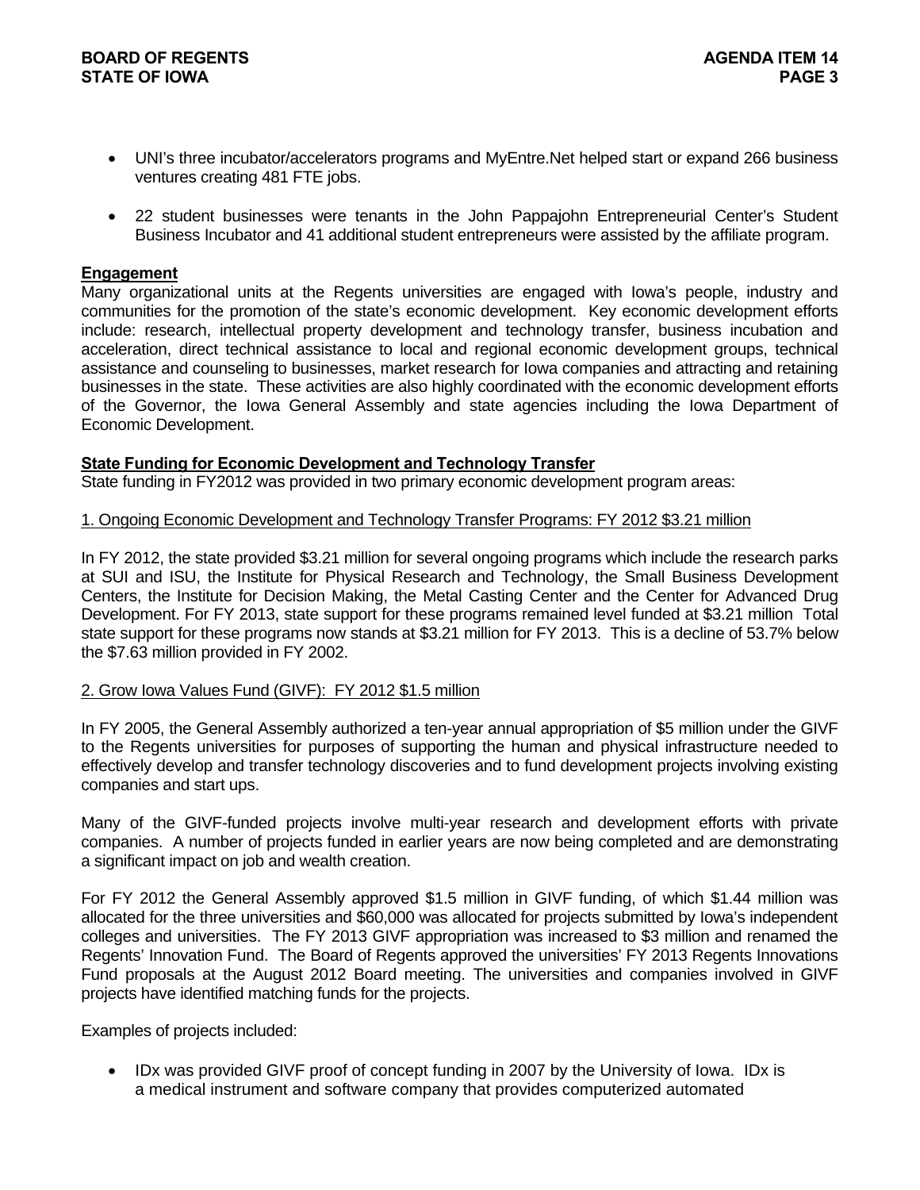- UNI's three incubator/accelerators programs and MyEntre.Net helped start or expand 266 business ventures creating 481 FTE jobs.

- 22 student businesses were tenants in the John Pappajohn Entrepreneurial Center's Student Business Incubator and 41 additional student entrepreneurs were assisted by the affiliate program.

**Engagement**

Many organizational units at the Regents universities are engaged with Iowa's people, industry and communities for the promotion of the state's economic development. Key economic development efforts include: research, intellectual property development and technology transfer, business incubation and acceleration, direct technical assistance to local and regional economic development groups, technical assistance and counseling to businesses, market research for Iowa companies and attracting and retaining businesses in the state. These activities are also highly coordinated with the economic development efforts of the Governor, the Iowa General Assembly and state agencies including the Iowa Department of Economic Development.

**State Funding for Economic Development and Technology Transfer**

State funding in FY2012 was provided in two primary economic development program areas:

1. Ongoing Economic Development and Technology Transfer Programs: FY 2012 $3.21 million

In FY 2012, the state provided $3.21 million for several ongoing programs which include the research parks at SUI and ISU, the Institute for Physical Research and Technology, the Small Business Development Centers, the Institute for Decision Making, the Metal Casting Center and the Center for Advanced Drug Development. For FY 2013, state support for these programs remained level funded at $3.21 million Total state support for these programs now stands at $3.21 million for FY 2013. This is a decline of 53.7% below the $7.63 million provided in FY 2002.

2. Grow Iowa Values Fund (GIVF): FY 2012 $1.5 million

In FY 2005, the General Assembly authorized a ten-year annual appropriation of $5 million under the GIVF to the Regents universities for purposes of supporting the human and physical infrastructure needed to effectively develop and transfer technology discoveries and to fund development projects involving existing companies and start ups.

Many of the GIVF-funded projects involve multi-year research and development efforts with private companies. A number of projects funded in earlier years are now being completed and are demonstrating a significant impact on job and wealth creation.

For FY 2012 the General Assembly approved $1.5 million in GIVF funding, of which $1.44 million was allocated for the three universities and $60,000 was allocated for projects submitted by Iowa's independent colleges and universities. The FY 2013 GIVF appropriation was increased to $3 million and renamed the Regents' Innovation Fund. The Board of Regents approved the universities' FY 2013 Regents Innovations Fund proposals at the August 2012 Board meeting. The universities and companies involved in GIVF projects have identified matching funds for the projects.

Examples of projects included:

- IDx was provided GIVF proof of concept funding in 2007 by the University of Iowa. IDx is a medical instrument and software company that provides computerized automated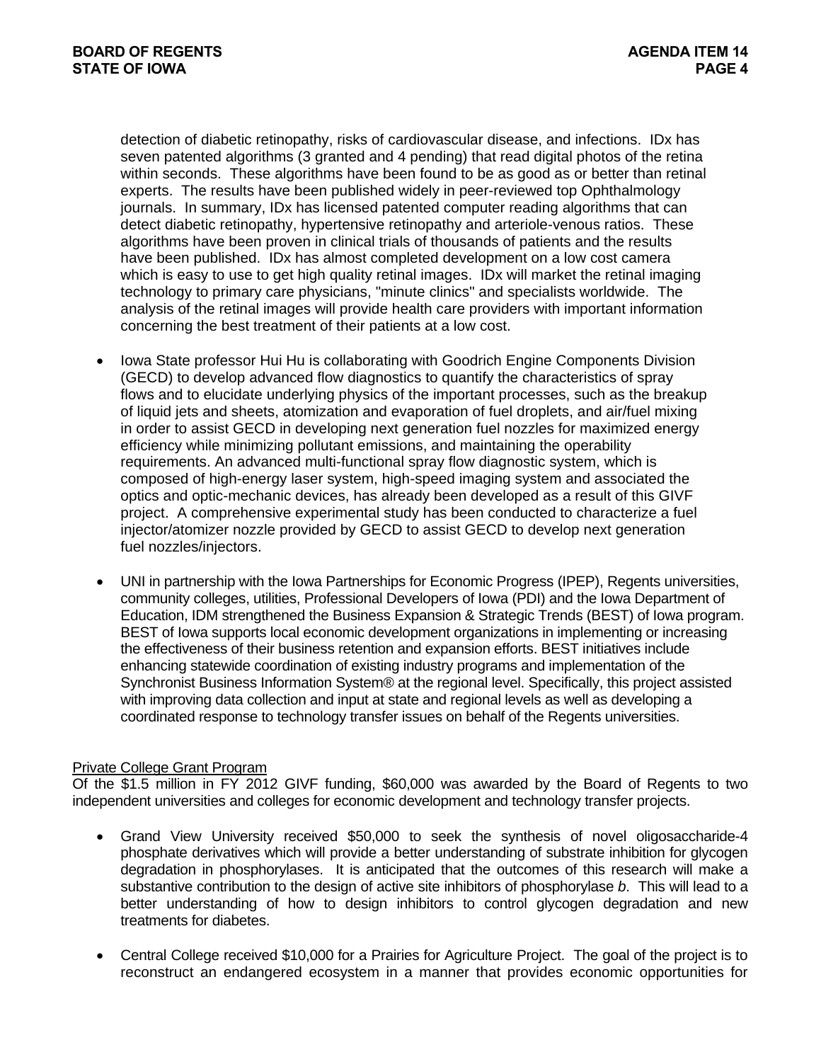detection of diabetic retinopathy, risks of cardiovascular disease, and infections. IDx has seven patented algorithms (3 granted and 4 pending) that read digital photos of the retina within seconds. These algorithms have been found to be as good as or better than retinal experts. The results have been published widely in peer-reviewed top Ophthalmology journals. In summary, IDx has licensed patented computer reading algorithms that can detect diabetic retinopathy, hypertensive retinopathy and arteriole-venous ratios. These algorithms have been proven in clinical trials of thousands of patients and the results have been published. IDx has almost completed development on a low cost camera which is easy to use to get high quality retinal images. IDx will market the retinal imaging technology to primary care physicians, "minute clinics" and specialists worldwide. The analysis of the retinal images will provide health care providers with important information concerning the best treatment of their patients at a low cost.

- Iowa State professor Hui Hu is collaborating with Goodrich Engine Components Division (GECD) to develop advanced flow diagnostics to quantify the characteristics of spray flows and to elucidate underlying physics of the important processes, such as the breakup of liquid jets and sheets, atomization and evaporation of fuel droplets, and air/fuel mixing in order to assist GECD in developing next generation fuel nozzles for maximized energy efficiency while minimizing pollutant emissions, and maintaining the operability requirements. An advanced multi-functional spray flow diagnostic system, which is composed of high-energy laser system, high-speed imaging system and associated the optics and optic-mechanic devices, has already been developed as a result of this GIVF project. A comprehensive experimental study has been conducted to characterize a fuel injector/atomizer nozzle provided by GECD to assist GECD to develop next generation fuel nozzles/injectors.

- UNI in partnership with the Iowa Partnerships for Economic Progress (IPEP), Regents universities, community colleges, utilities, Professional Developers of Iowa (PDI) and the Iowa Department of Education, IDM strengthened the Business Expansion & Strategic Trends (BEST) of Iowa program. BEST of Iowa supports local economic development organizations in implementing or increasing the effectiveness of their business retention and expansion efforts. BEST initiatives include enhancing statewide coordination of existing industry programs and implementation of the Synchronist Business Information System® at the regional level. Specifically, this project assisted with improving data collection and input at state and regional levels as well as developing a coordinated response to technology transfer issues on behalf of the Regents universities.

Private College Grant Program

Of the $1.5 million in FY 2012 GIVF funding, $60,000 was awarded by the Board of Regents to two independent universities and colleges for economic development and technology transfer projects.

- Grand View University received $50,000 to seek the synthesis of novel oligosaccharide-4 phosphate derivatives which will provide a better understanding of substrate inhibition for glycogen degradation in phosphorylases. It is anticipated that the outcomes of this research will make a substantive contribution to the design of active site inhibitors of phosphorylase *b*. This will lead to a better understanding of how to design inhibitors to control glycogen degradation and new treatments for diabetes.

- Central College received $10,000 for a Prairies for Agriculture Project. The goal of the project is to reconstruct an endangered ecosystem in a manner that provides economic opportunities for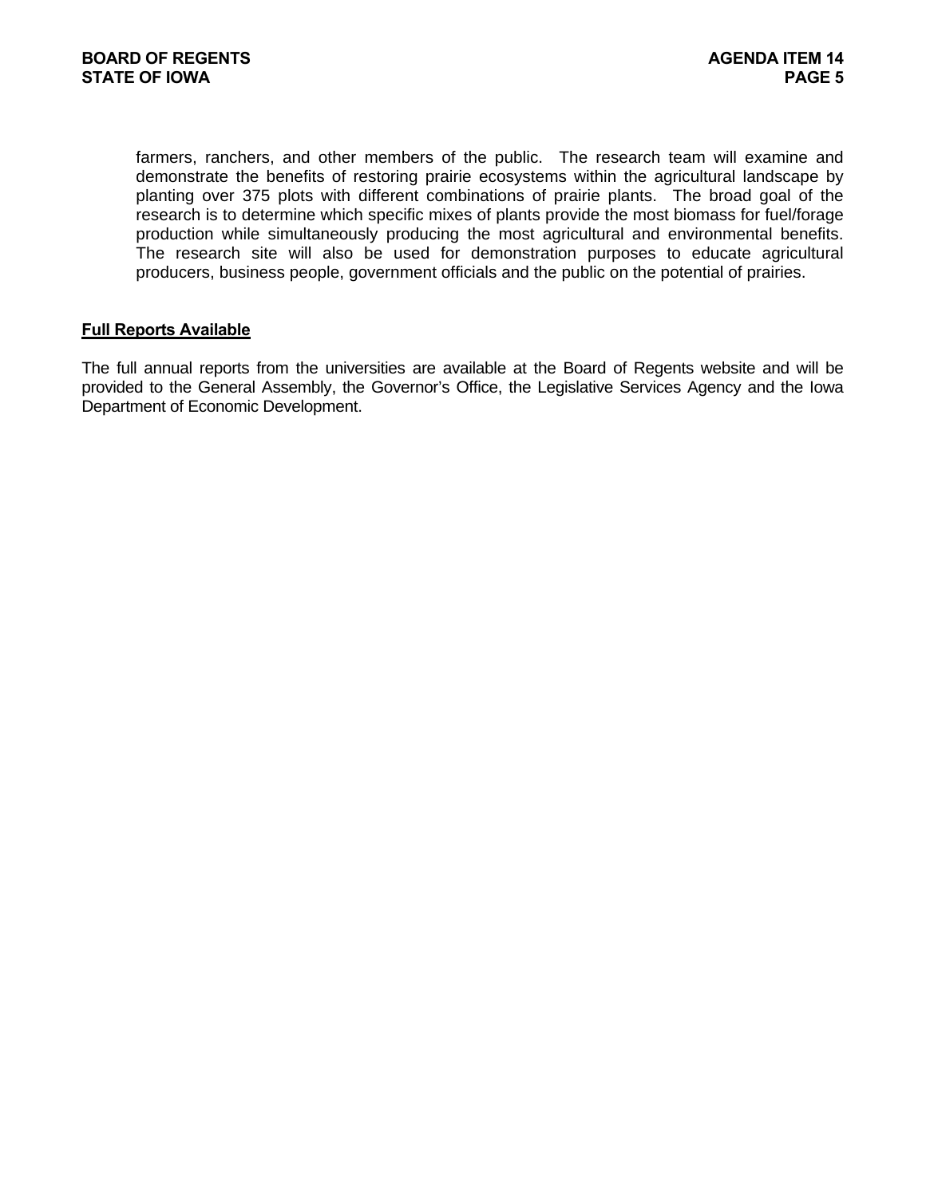farmers, ranchers, and other members of the public. The research team will examine and demonstrate the benefits of restoring prairie ecosystems within the agricultural landscape by planting over 375 plots with different combinations of prairie plants. The broad goal of the research is to determine which specific mixes of plants provide the most biomass for fuel/forage production while simultaneously producing the most agricultural and environmental benefits. The research site will also be used for demonstration purposes to educate agricultural producers, business people, government officials and the public on the potential of prairies.

**Full Reports Available**

The full annual reports from the universities are available at the Board of Regents website and will be provided to the General Assembly, the Governor's Office, the Legislative Services Agency and the Iowa Department of Economic Development.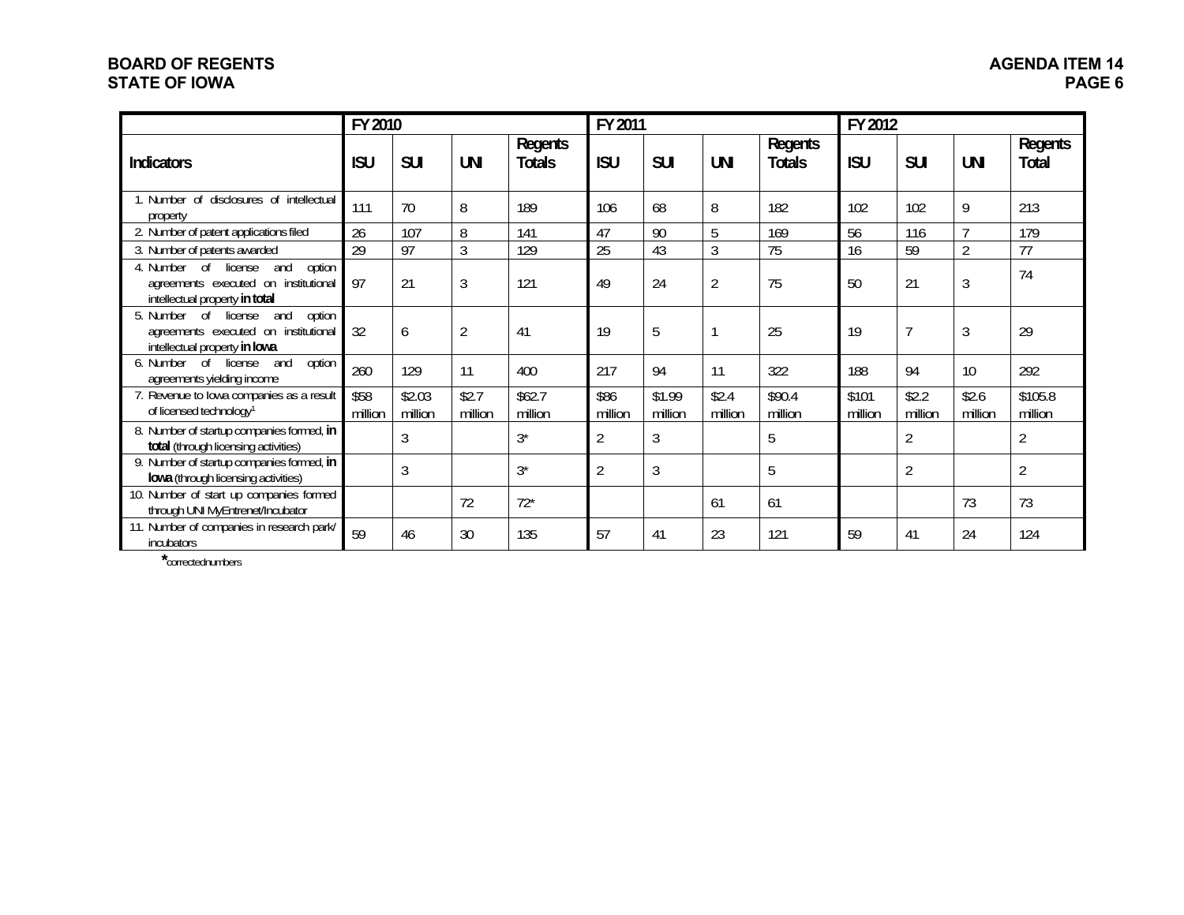| | FY 2010 | | | | FY 2011 | | | | FY 2012 | | | |
|---|---|---|---|---|---|---|---|---|---|---|---|---|
| Indicators | ISU | SUI | UNI | Regents Totals | ISU | SUI | UNI | Regents Totals | ISU | SUI | UNI | Regents Total |
| 1. Number of disclosures of intellectual property | 111 | 70 | 8 | 189 | 106 | 68 | 8 | 182 | 102 | 102 | 9 | 213 |
| 2. Number of patent applications filed | 26 | 107 | 8 | 141 | 47 | 90 | 5 | 169 | 56 | 116 | 7 | 179 |
| 3. Number of patents awarded | 29 | 97 | 3 | 129 | 25 | 43 | 3 | 75 | 16 | 59 | 2 | 77 |
| 4. Number of license and option agreements executed on institutional intellectual property **in total** | 97 | 21 | 3 | 121 | 49 | 24 | 2 | 75 | 50 | 21 | 3 | 74 |
| 5. Number of license and option agreements executed on institutional intellectual property **in Iowa** | 32 | 6 | 2 | 41 | 19 | 5 | 1 | 25 | 19 | 7 | 3 | 29 |
| 6. Number of license and option agreements yielding income | 260 | 129 | 11 | 400 | 217 | 94 | 11 | 322 | 188 | 94 | 10 | 292 |
| 7. Revenue to Iowa companies as a result of licensed technology[1] | $58 million | $2.03 million | $2.7 million | $62.7 million | $86 million | $1.99 million | $2.4 million | $90.4 million | $101 million | $2.2 million | $2.6 million | $105.8 million |
| 8. Number of startup companies formed, **in total** (through licensing activities) | | 3 | | 3* | 2 | 3 | | 5 | | 2 | | 2 |
| 9. Number of startup companies formed, **in Iowa** (through licensing activities) | | 3 | | 3* | 2 | 3 | | 5 | | 2 | | 2 |
| 10. Number of start up companies formed through UNI MyEntrenet/Incubator | | | 72 | 72* | | | 61 | 61 | | | 73 | 73 |
| 11. Number of companies in research park/ incubators | 59 | 46 | 30 | 135 | 57 | 41 | 23 | 121 | 59 | 41 | 24 | 124 |

*corrected numbers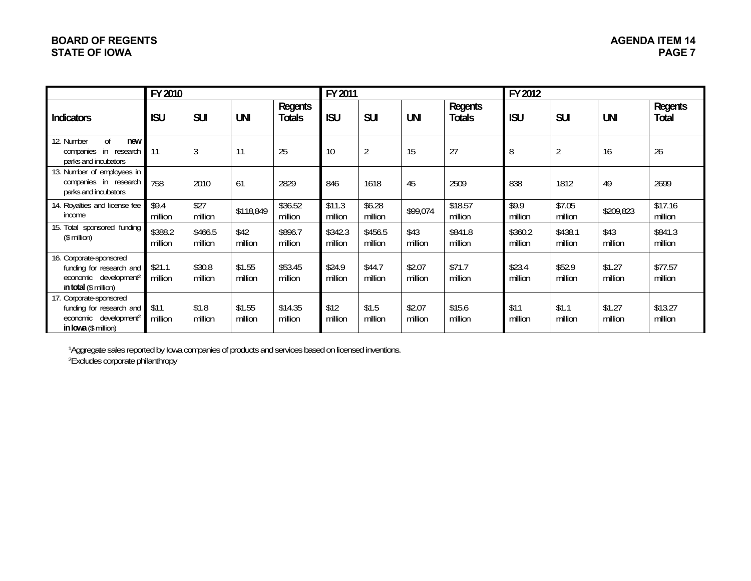| | FY 2010 | | | | FY 2011 | | | | FY 2012 | | | |
|---|---|---|---|---|---|---|---|---|---|---|---|---|
| **Indicators** | **ISU** | **SUI** | **UNI** | **Regents Totals** | **ISU** | **SUI** | **UNI** | **Regents Totals** | **ISU** | **SUI** | **UNI** | **Regents Total** |
| 12. Number of **new** companies in research parks and incubators | 11 | 3 | 11 | 25 | 10 | 2 | 15 | 27 | 8 | 2 | 16 | 26 |
| 13. Number of employees in companies in research parks and incubators | 758 | 2010 | 61 | 2829 | 846 | 1618 | 45 | 2509 | 838 | 1812 | 49 | 2699 |
| 14. Royalties and license fee income | $9.4 million | $27 million | $118,849 | $36.52 million | $11.3 million | $6.28 million | $99,074 | $18.57 million | $9.9 million | $7.05 million | $209,823 | $17.16 million |
| 15. Total sponsored funding ($ million) | $388.2 million | $466.5 million | $42 million | $896.7 million | $342.3 million | $456.5 million | $43 million | $841.8 million | $360.2 million | $438.1 million | $43 million | $841.3 million |
| 16. Corporate-sponsored funding for research and economic development[2] **in total** ($ million) | $21.1 million | $30.8 million | $1.55 million | $53.45 million | $24.9 million | $44.7 million | $2.07 million | $71.7 million | $23.4 million | $52.9 million | $1.27 million | $77.57 million |
| 17. Corporate-sponsored funding for research and economic development[2] **in Iowa** ($ million) | $11 million | $1.8 million | $1.55 million | $14.35 million | $12 million | $1.5 million | $2.07 million | $15.6 million | $11 million | $1.1 million | $1.27 million | $13.27 million |

[1]Aggregate sales reported by Iowa companies of products and services based on licensed inventions.

[2]Excludes corporate philanthropy